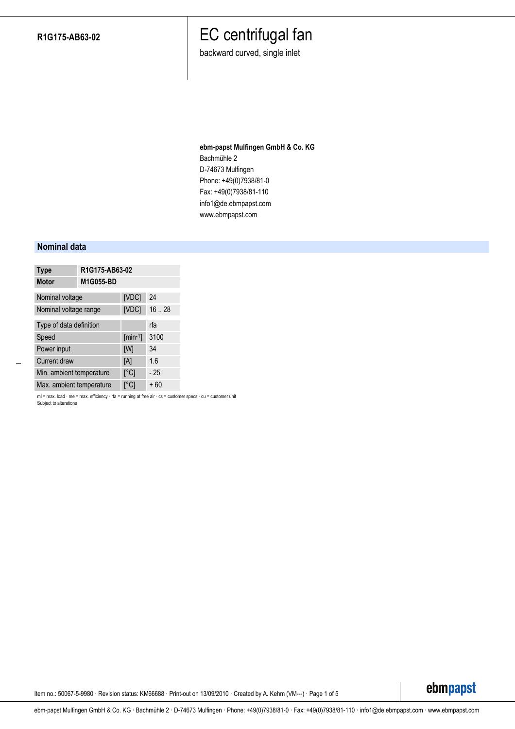R1G175-AB63-02

# EC centrifugal fan

backward curved, single inlet

**ebm-papst Mulfingen GmbH & Co. KG**
Bachmühle 2
D-74673 Mulfingen
Phone: +49(0)7938/81-0
Fax: +49(0)7938/81-110
info1@de.ebmpapst.com
www.ebmpapst.com

## Nominal data

| | | |
|---|---|---|
| **Type** | **R1G175-AB63-02** | |
| **Motor** | **M1G055-BD** | |
| Nominal voltage | [VDC] | 24 |
| Nominal voltage range | [VDC] | 16 .. 28 |
| Type of data definition | | rfa |
| Speed | [min-1] | 3100 |
| Power input | [W] | 34 |
| Current draw | [A] | 1.6 |
| Min. ambient temperature | [°C] | - 25 |
| Max. ambient temperature | [°C] | + 60 |

ml = max. load · me = max. efficiency · rfa = running at free air · cs = customer specs · cu = customer unit
Subject to alterations

Item no.: 50067-5-9980 · Revision status: KM66688 · Print-out on 13/09/2010 · Created by A. Kehm (VM---)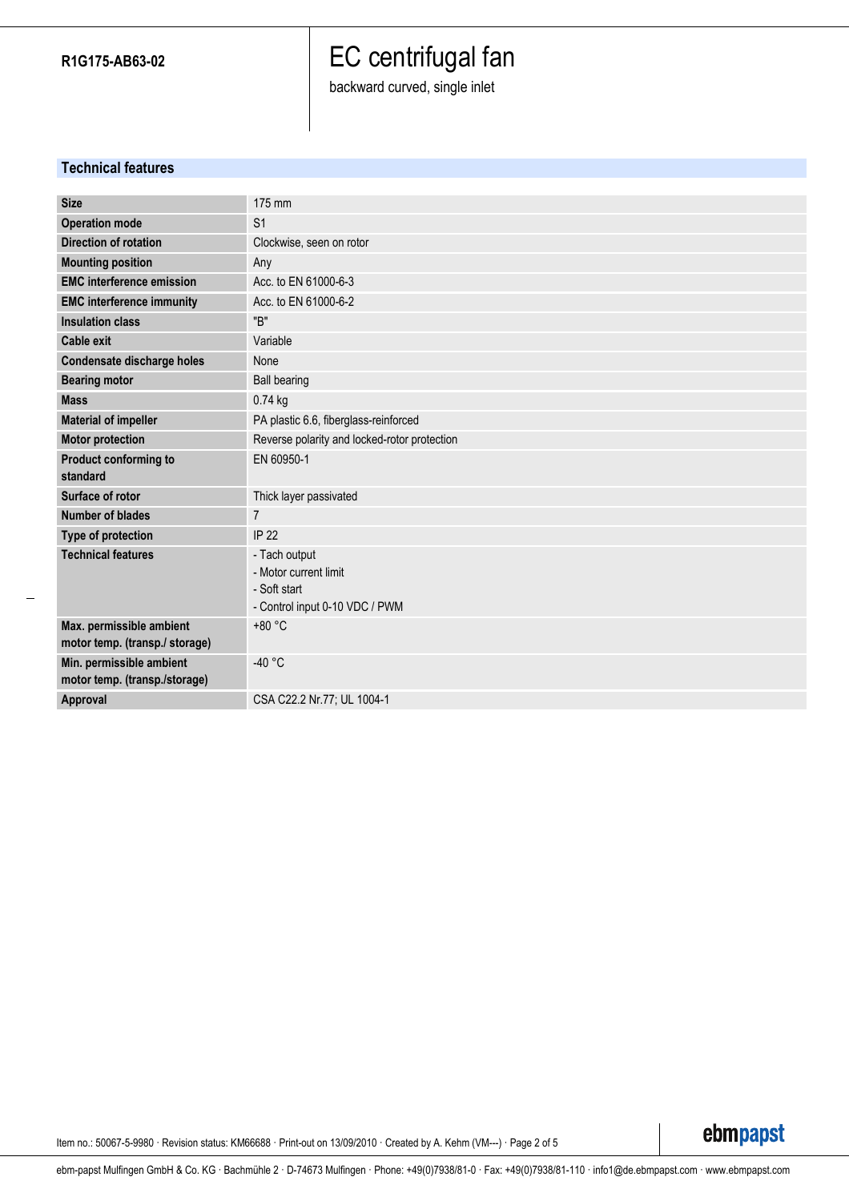R1G175-AB63-02

# EC centrifugal fan

backward curved, single inlet

## Technical features

| | |
|---|---|
| **Size** | 175 mm |
| **Operation mode** | S1 |
| **Direction of rotation** | Clockwise, seen on rotor |
| **Mounting position** | Any |
| **EMC interference emission** | Acc. to EN 61000-6-3 |
| **EMC interference immunity** | Acc. to EN 61000-6-2 |
| **Insulation class** | "B" |
| **Cable exit** | Variable |
| **Condensate discharge holes** | None |
| **Bearing motor** | Ball bearing |
| **Mass** | 0.74 kg |
| **Material of impeller** | PA plastic 6.6, fiberglass-reinforced |
| **Motor protection** | Reverse polarity and locked-rotor protection |
| **Product conforming to standard** | EN 60950-1 |
| **Surface of rotor** | Thick layer passivated |
| **Number of blades** | 7 |
| **Type of protection** | IP 22 |
| **Technical features** | - Tach output<br>- Motor current limit<br>- Soft start<br>- Control input 0-10 VDC / PWM |
| **Max. permissible ambient motor temp. (transp./ storage)** | +80 °C |
| **Min. permissible ambient motor temp. (transp./storage)** | -40 °C |
| **Approval** | CSA C22.2 Nr.77; UL 1004-1 |

Item no.: 50067-5-9980 · Revision status: KM66688 · Print-out on 13/09/2010 · Created by A. Kehm (VM---)

ebm-papst Mulfingen GmbH & Co. KG · Bachmühle 2 · D-74673 Mulfingen · Phone: +49(0)7938/81-0 · Fax: +49(0)7938/81-110 · info1@de.ebmpapst.com · www.ebmpapst.com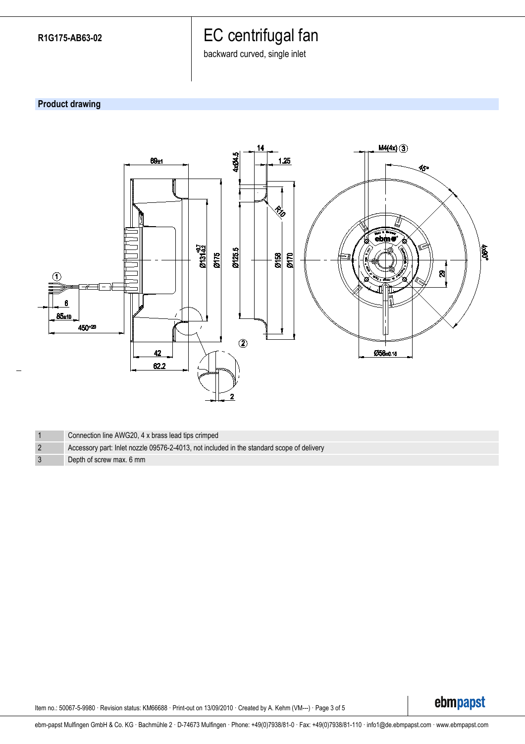R1G175-AB63-02

# EC centrifugal fan

backward curved, single inlet

## Product drawing

69±1

4xØ4.5

14

1.25

M4(4x) ③

45°

4x90°

R10

Ø131-0.2 +0.7

Ø175

Ø125.5

Ø158

Ø170

29

①

6

85±10

450+20

②

42

62.2

2

Ø58±0.15

| | |
|---|---|
| 1 | Connection line AWG20, 4 x brass lead tips crimped |
| 2 | Accessory part: Inlet nozzle 09576-2-4013, not included in the standard scope of delivery |
| 3 | Depth of screw max. 6 mm |

Item no.: 50067-5-9980 · Revision status: KM66688 · Print-out on 13/09/2010 · Created by A. Kehm (VM---)

ebm-papst Mulfingen GmbH & Co. KG · Bachmühle 2 · D-74673 Mulfingen · Phone: +49(0)7938/81-0 · Fax: +49(0)7938/81-110 · info1@de.ebmpapst.com · www.ebmpapst.com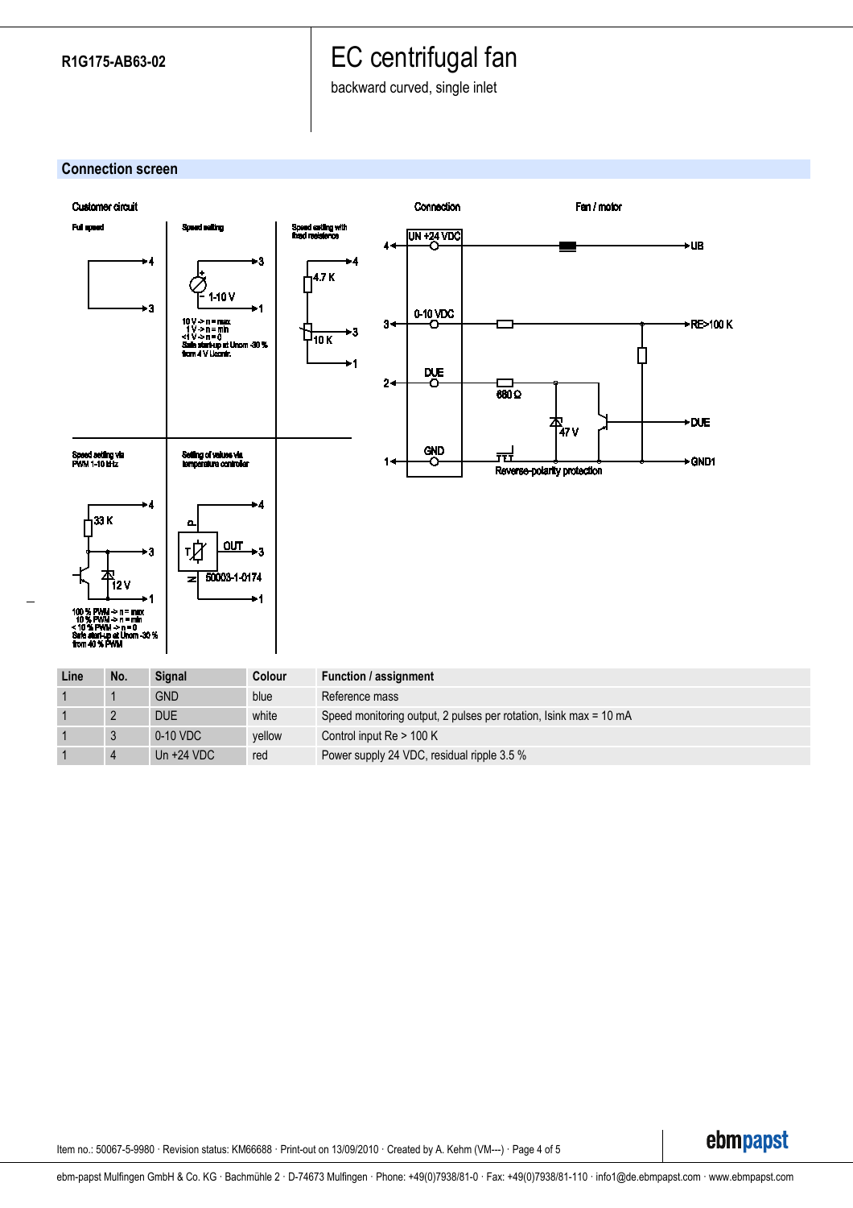R1G175-AB63-02

# EC centrifugal fan

backward curved, single inlet

## Connection screen

Customer circuit

Full speed

4
3

Speed setting

+
- 1-10 V
3
1

10 V -> n = max
1 V -> n = min
<1 V -> n = 0
Safe start-up at Unom -30 % from 4 V Ucontr.

Speed setting with fixed resistance

4.7 K
10 K
4
3
1

Speed setting via PWM 1-10 kHz

33 K
12 V
4
3
1

100 % PWM -> n = max
10 % PWM -> n = min
< 10 % PWM -> n = 0
Safe start-up at Unom -30 % from 40 % PWM

Setting of values via temperature controller

P
T
OUT
N
50003-1-0174
4
3
1

Connection

4 UN +24 VDC
3 0-10 VDC
2 DUE
1 GND

680 Ω
47 V
Reverse-polarity protection

Fan / motor

UB
RE>100 K
DUE
GND1

| Line | No. | Signal | Colour | Function / assignment |
|---|---|---|---|---|
| 1 | 1 | GND | blue | Reference mass |
| 1 | 2 | DUE | white | Speed monitoring output, 2 pulses per rotation, Isink max = 10 mA |
| 1 | 3 | 0-10 VDC | yellow | Control input Re > 100 K |
| 1 | 4 | Un +24 VDC | red | Power supply 24 VDC, residual ripple 3.5 % |

Item no.: 50067-5-9980 · Revision status: KM66688 · Print-out on 13/09/2010 · Created by A. Kehm (VM---)

ebm-papst Mulfingen GmbH & Co. KG · Bachmühle 2 · D-74673 Mulfingen · Phone: +49(0)7938/81-0 · Fax: +49(0)7938/81-110 · info1@de.ebmpapst.com · www.ebmpapst.com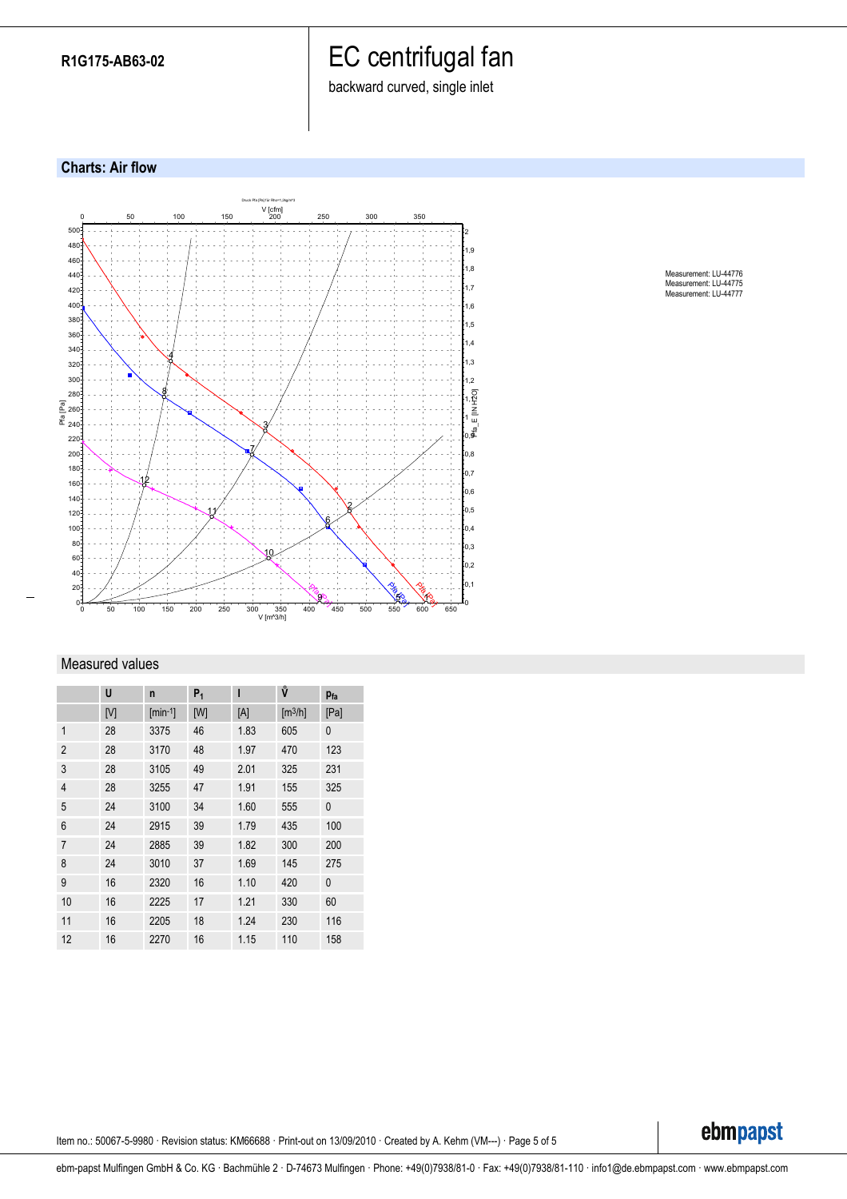R1G175-AB63-02

# EC centrifugal fan

backward curved, single inlet

## Charts: Air flow

Druck Pfa [Pa] für Rho=1.2kg/m³

V [cfm]

0 50 100 150 200 250 300 350

Pfa [Pa]

500 480 460 440 420 400 380 360 340 320 300 280 260 240 220 200 180 160 140 120 100 80 60 40 20 0

Pfa_E [IN H2O]

2 1,9 1,8 1,7 1,6 1,5 1,4 1,3 1,2 1,1 1 0,9 0,8 0,7 0,6 0,5 0,4 0,3 0,2 0,1 0

1 2 3 4 5 6 7 8 9 10 11 12

Pfa [Pa] Pfa [Pa] Pfa [Pa]

0 50 100 150 200 250 300 350 400 450 500 550 600 650

V [m^3/h]

Measurement: LU-44776
Measurement: LU-44775
Measurement: LU-44777

## Measured values

| | U | n | $P_1$ | I | $\dot{V}$ | $p_{fa}$ |
|---|---|---|---|---|---|---|
| | [V] | [min-1] | [W] | [A] | [m3/h] | [Pa] |
| 1 | 28 | 3375 | 46 | 1.83 | 605 | 0 |
| 2 | 28 | 3170 | 48 | 1.97 | 470 | 123 |
| 3 | 28 | 3105 | 49 | 2.01 | 325 | 231 |
| 4 | 28 | 3255 | 47 | 1.91 | 155 | 325 |
| 5 | 24 | 3100 | 34 | 1.60 | 555 | 0 |
| 6 | 24 | 2915 | 39 | 1.79 | 435 | 100 |
| 7 | 24 | 2885 | 39 | 1.82 | 300 | 200 |
| 8 | 24 | 3010 | 37 | 1.69 | 145 | 275 |
| 9 | 16 | 2320 | 16 | 1.10 | 420 | 0 |
| 10 | 16 | 2225 | 17 | 1.21 | 330 | 60 |
| 11 | 16 | 2205 | 18 | 1.24 | 230 | 116 |
| 12 | 16 | 2270 | 16 | 1.15 | 110 | 158 |

Item no.: 50067-5-9980 · Revision status: KM66688 · Print-out on 13/09/2010 · Created by A. Kehm (VM---)

ebm-papst Mulfingen GmbH & Co. KG · Bachmühle 2 · D-74673 Mulfingen · Phone: +49(0)7938/81-0 · Fax: +49(0)7938/81-110 · info1@de.ebmpapst.com · www.ebmpapst.com